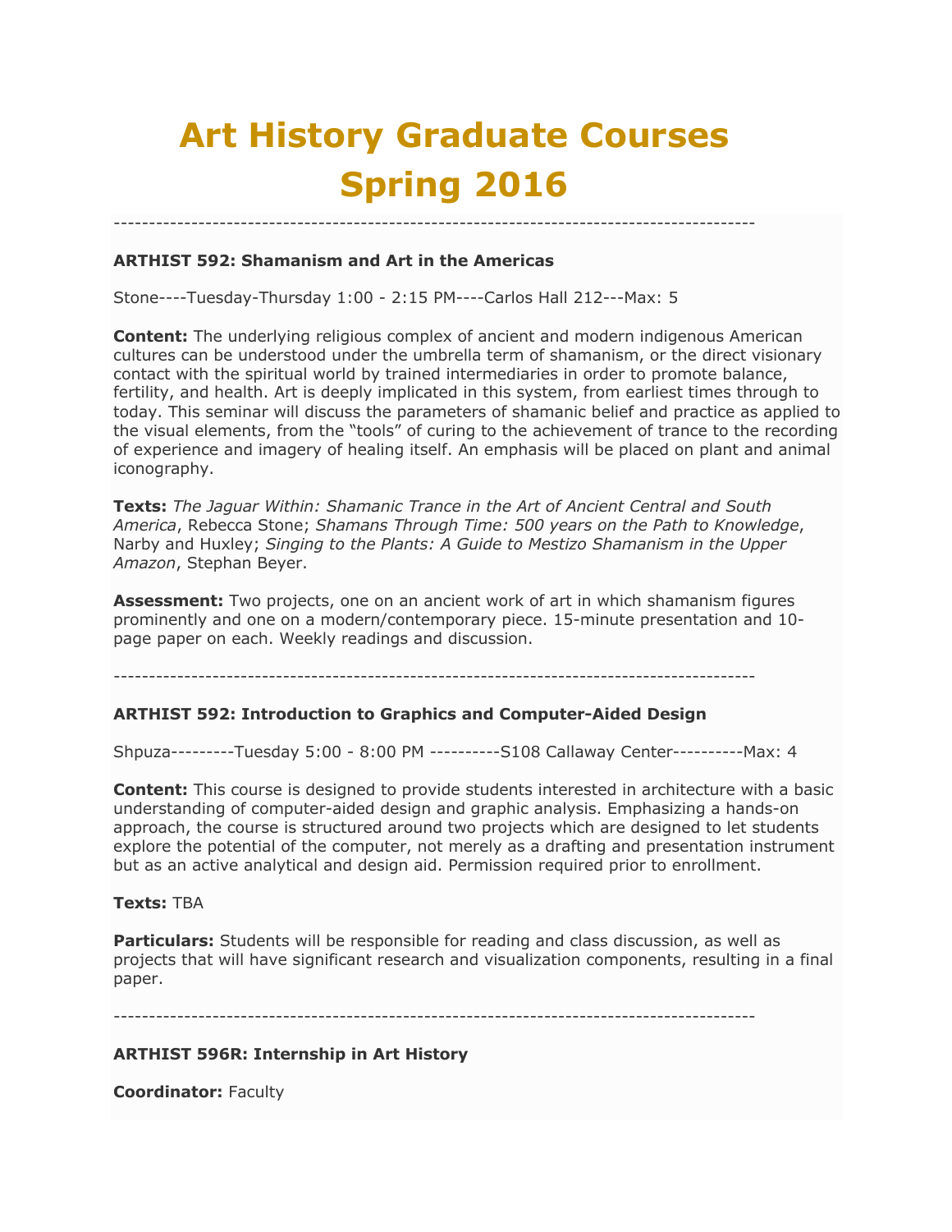# Art History Graduate Courses Spring 2016

---

**ARTHIST 592: Shamanism and Art in the Americas**

Stone----Tuesday-Thursday 1:00 - 2:15 PM----Carlos Hall 212---Max: 5

**Content:** The underlying religious complex of ancient and modern indigenous American cultures can be understood under the umbrella term of shamanism, or the direct visionary contact with the spiritual world by trained intermediaries in order to promote balance, fertility, and health. Art is deeply implicated in this system, from earliest times through to today. This seminar will discuss the parameters of shamanic belief and practice as applied to the visual elements, from the "tools" of curing to the achievement of trance to the recording of experience and imagery of healing itself. An emphasis will be placed on plant and animal iconography.

**Texts:** *The Jaguar Within: Shamanic Trance in the Art of Ancient Central and South America*, Rebecca Stone; *Shamans Through Time: 500 years on the Path to Knowledge*, Narby and Huxley; *Singing to the Plants: A Guide to Mestizo Shamanism in the Upper Amazon*, Stephan Beyer.

**Assessment:** Two projects, one on an ancient work of art in which shamanism figures prominently and one on a modern/contemporary piece. 15-minute presentation and 10-page paper on each. Weekly readings and discussion.

---

**ARTHIST 592: Introduction to Graphics and Computer-Aided Design**

Shpuza---------Tuesday 5:00 - 8:00 PM ----------S108 Callaway Center----------Max: 4

**Content:** This course is designed to provide students interested in architecture with a basic understanding of computer-aided design and graphic analysis. Emphasizing a hands-on approach, the course is structured around two projects which are designed to let students explore the potential of the computer, not merely as a drafting and presentation instrument but as an active analytical and design aid. Permission required prior to enrollment.

**Texts:** TBA

**Particulars:** Students will be responsible for reading and class discussion, as well as projects that will have significant research and visualization components, resulting in a final paper.

---

**ARTHIST 596R: Internship in Art History**

**Coordinator:** Faculty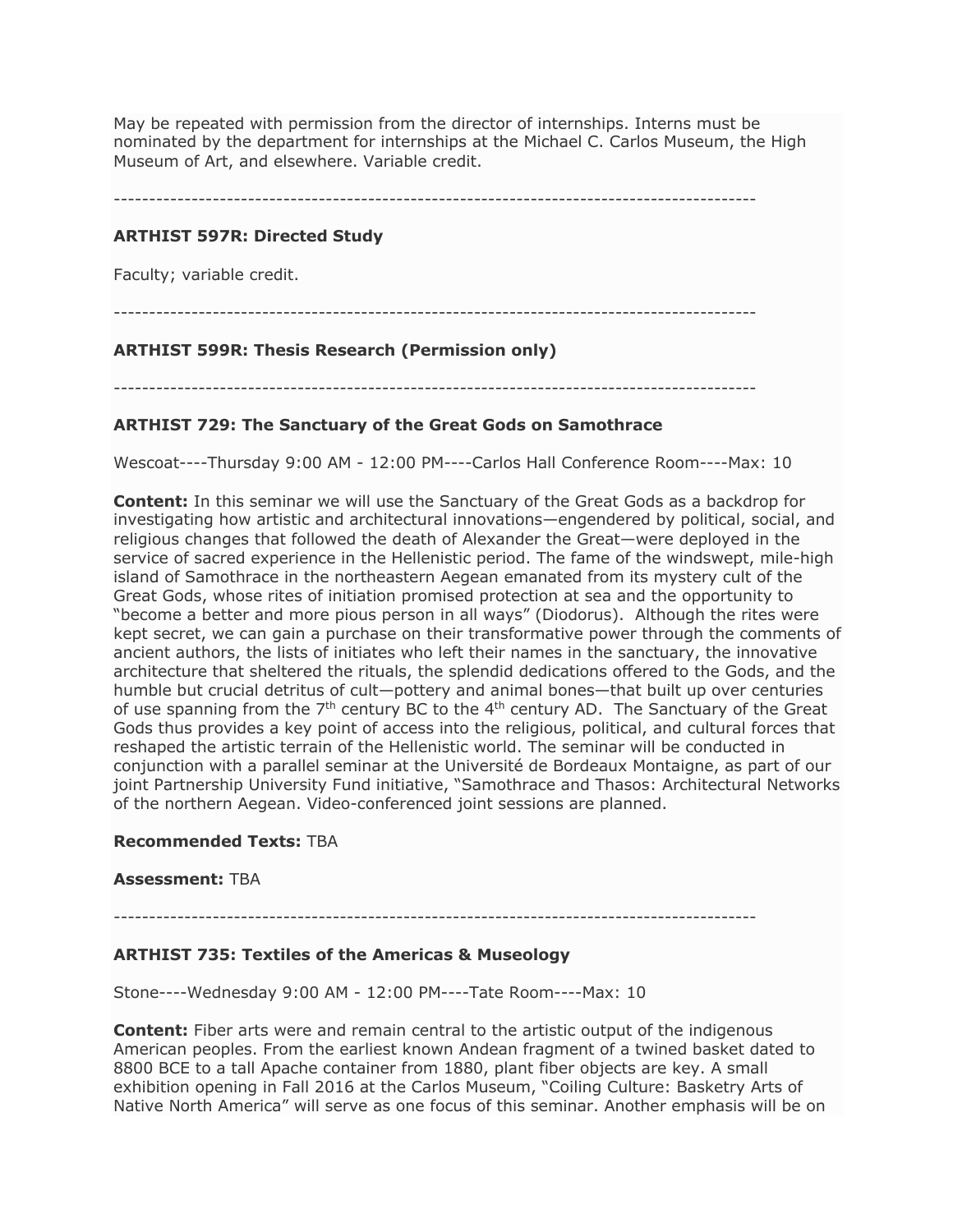May be repeated with permission from the director of internships. Interns must be nominated by the department for internships at the Michael C. Carlos Museum, the High Museum of Art, and elsewhere. Variable credit.

---

**ARTHIST 597R: Directed Study**

Faculty; variable credit.

---

**ARTHIST 599R: Thesis Research (Permission only)**

---

**ARTHIST 729: The Sanctuary of the Great Gods on Samothrace**

Wescoat----Thursday 9:00 AM - 12:00 PM----Carlos Hall Conference Room----Max: 10

**Content:** In this seminar we will use the Sanctuary of the Great Gods as a backdrop for investigating how artistic and architectural innovations—engendered by political, social, and religious changes that followed the death of Alexander the Great—were deployed in the service of sacred experience in the Hellenistic period. The fame of the windswept, mile-high island of Samothrace in the northeastern Aegean emanated from its mystery cult of the Great Gods, whose rites of initiation promised protection at sea and the opportunity to "become a better and more pious person in all ways" (Diodorus). Although the rites were kept secret, we can gain a purchase on their transformative power through the comments of ancient authors, the lists of initiates who left their names in the sanctuary, the innovative architecture that sheltered the rituals, the splendid dedications offered to the Gods, and the humble but crucial detritus of cult—pottery and animal bones—that built up over centuries of use spanning from the 7th century BC to the 4th century AD. The Sanctuary of the Great Gods thus provides a key point of access into the religious, political, and cultural forces that reshaped the artistic terrain of the Hellenistic world. The seminar will be conducted in conjunction with a parallel seminar at the Université de Bordeaux Montaigne, as part of our joint Partnership University Fund initiative, "Samothrace and Thasos: Architectural Networks of the northern Aegean. Video-conferenced joint sessions are planned.

**Recommended Texts:** TBA

**Assessment:** TBA

---

**ARTHIST 735: Textiles of the Americas & Museology**

Stone----Wednesday 9:00 AM - 12:00 PM----Tate Room----Max: 10

**Content:** Fiber arts were and remain central to the artistic output of the indigenous American peoples. From the earliest known Andean fragment of a twined basket dated to 8800 BCE to a tall Apache container from 1880, plant fiber objects are key. A small exhibition opening in Fall 2016 at the Carlos Museum, "Coiling Culture: Basketry Arts of Native North America" will serve as one focus of this seminar. Another emphasis will be on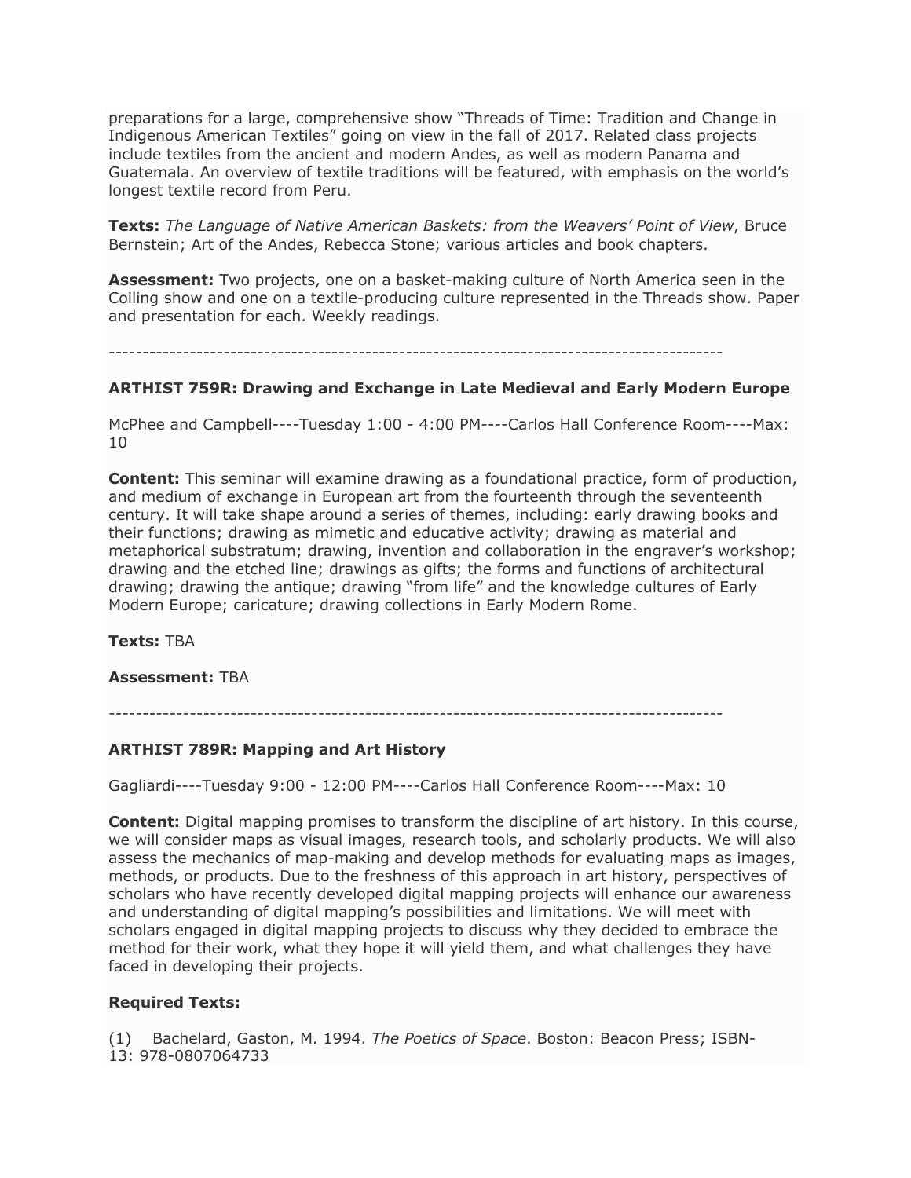preparations for a large, comprehensive show "Threads of Time: Tradition and Change in Indigenous American Textiles" going on view in the fall of 2017. Related class projects include textiles from the ancient and modern Andes, as well as modern Panama and Guatemala. An overview of textile traditions will be featured, with emphasis on the world's longest textile record from Peru.

**Texts:** *The Language of Native American Baskets: from the Weavers' Point of View*, Bruce Bernstein; Art of the Andes, Rebecca Stone; various articles and book chapters.

**Assessment:** Two projects, one on a basket-making culture of North America seen in the Coiling show and one on a textile-producing culture represented in the Threads show. Paper and presentation for each. Weekly readings.

------------------------------------------------------------------------------------------

### ARTHIST 759R: Drawing and Exchange in Late Medieval and Early Modern Europe

McPhee and Campbell----Tuesday 1:00 - 4:00 PM----Carlos Hall Conference Room----Max: 10

**Content:** This seminar will examine drawing as a foundational practice, form of production, and medium of exchange in European art from the fourteenth through the seventeenth century. It will take shape around a series of themes, including: early drawing books and their functions; drawing as mimetic and educative activity; drawing as material and metaphorical substratum; drawing, invention and collaboration in the engraver's workshop; drawing and the etched line; drawings as gifts; the forms and functions of architectural drawing; drawing the antique; drawing "from life" and the knowledge cultures of Early Modern Europe; caricature; drawing collections in Early Modern Rome.

**Texts:** TBA

**Assessment:** TBA

------------------------------------------------------------------------------------------

### ARTHIST 789R: Mapping and Art History

Gagliardi----Tuesday 9:00 - 12:00 PM----Carlos Hall Conference Room----Max: 10

**Content:** Digital mapping promises to transform the discipline of art history. In this course, we will consider maps as visual images, research tools, and scholarly products. We will also assess the mechanics of map-making and develop methods for evaluating maps as images, methods, or products. Due to the freshness of this approach in art history, perspectives of scholars who have recently developed digital mapping projects will enhance our awareness and understanding of digital mapping's possibilities and limitations. We will meet with scholars engaged in digital mapping projects to discuss why they decided to embrace the method for their work, what they hope it will yield them, and what challenges they have faced in developing their projects.

**Required Texts:**

(1) Bachelard, Gaston, M. 1994. *The Poetics of Space*. Boston: Beacon Press; ISBN-13: 978-0807064733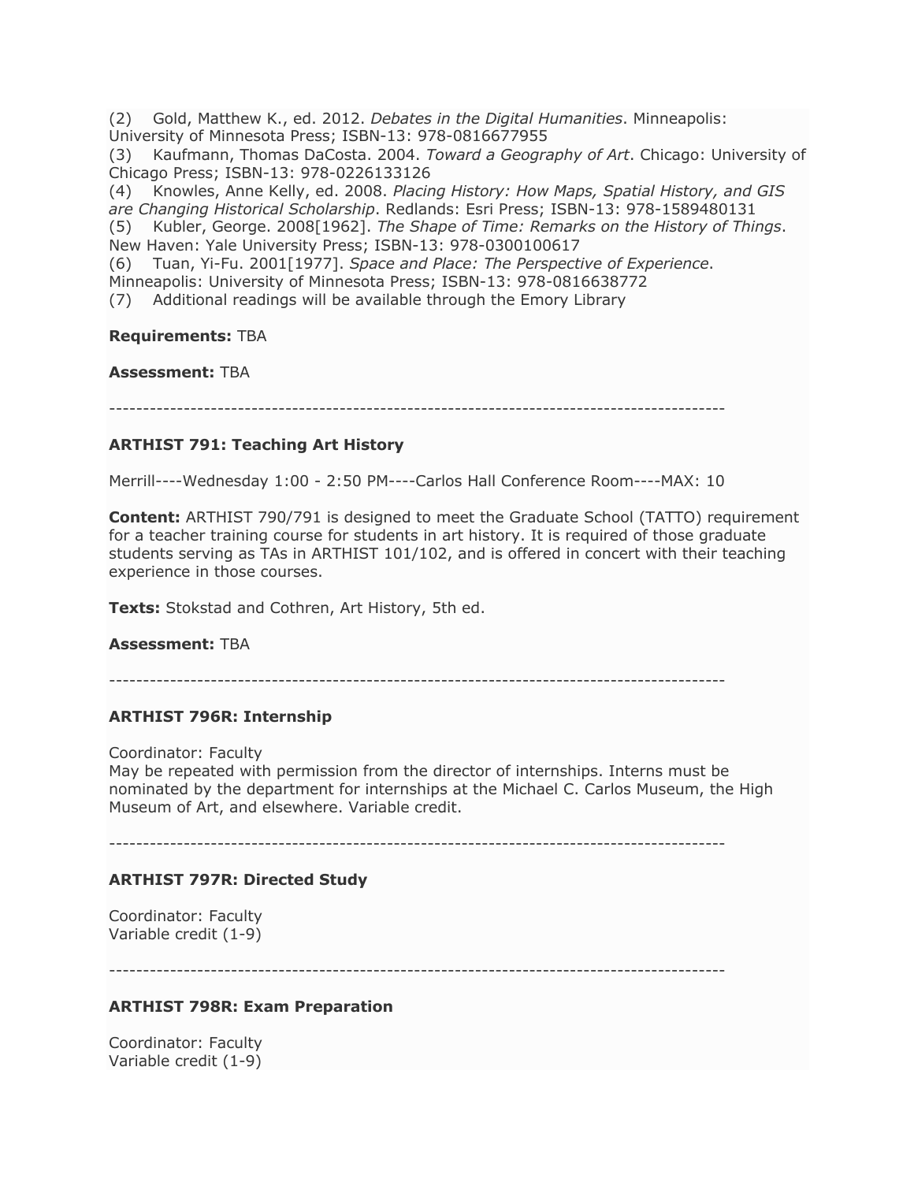(2) Gold, Matthew K., ed. 2012. *Debates in the Digital Humanities*. Minneapolis: University of Minnesota Press; ISBN-13: 978-0816677955

(3) Kaufmann, Thomas DaCosta. 2004. *Toward a Geography of Art*. Chicago: University of Chicago Press; ISBN-13: 978-0226133126

(4) Knowles, Anne Kelly, ed. 2008. *Placing History: How Maps, Spatial History, and GIS are Changing Historical Scholarship*. Redlands: Esri Press; ISBN-13: 978-1589480131

(5) Kubler, George. 2008[1962]. *The Shape of Time: Remarks on the History of Things*. New Haven: Yale University Press; ISBN-13: 978-0300100617

(6) Tuan, Yi-Fu. 2001[1977]. *Space and Place: The Perspective of Experience*. Minneapolis: University of Minnesota Press; ISBN-13: 978-0816638772

(7) Additional readings will be available through the Emory Library

**Requirements:** TBA

**Assessment:** TBA

------------------------------------------------------------------------------------------

**ARTHIST 791: Teaching Art History**

Merrill----Wednesday 1:00 - 2:50 PM----Carlos Hall Conference Room----MAX: 10

**Content:** ARTHIST 790/791 is designed to meet the Graduate School (TATTO) requirement for a teacher training course for students in art history. It is required of those graduate students serving as TAs in ARTHIST 101/102, and is offered in concert with their teaching experience in those courses.

**Texts:** Stokstad and Cothren, Art History, 5th ed.

**Assessment:** TBA

------------------------------------------------------------------------------------------

**ARTHIST 796R: Internship**

Coordinator: Faculty
May be repeated with permission from the director of internships. Interns must be nominated by the department for internships at the Michael C. Carlos Museum, the High Museum of Art, and elsewhere. Variable credit.

------------------------------------------------------------------------------------------

**ARTHIST 797R: Directed Study**

Coordinator: Faculty
Variable credit (1-9)

------------------------------------------------------------------------------------------

**ARTHIST 798R: Exam Preparation**

Coordinator: Faculty
Variable credit (1-9)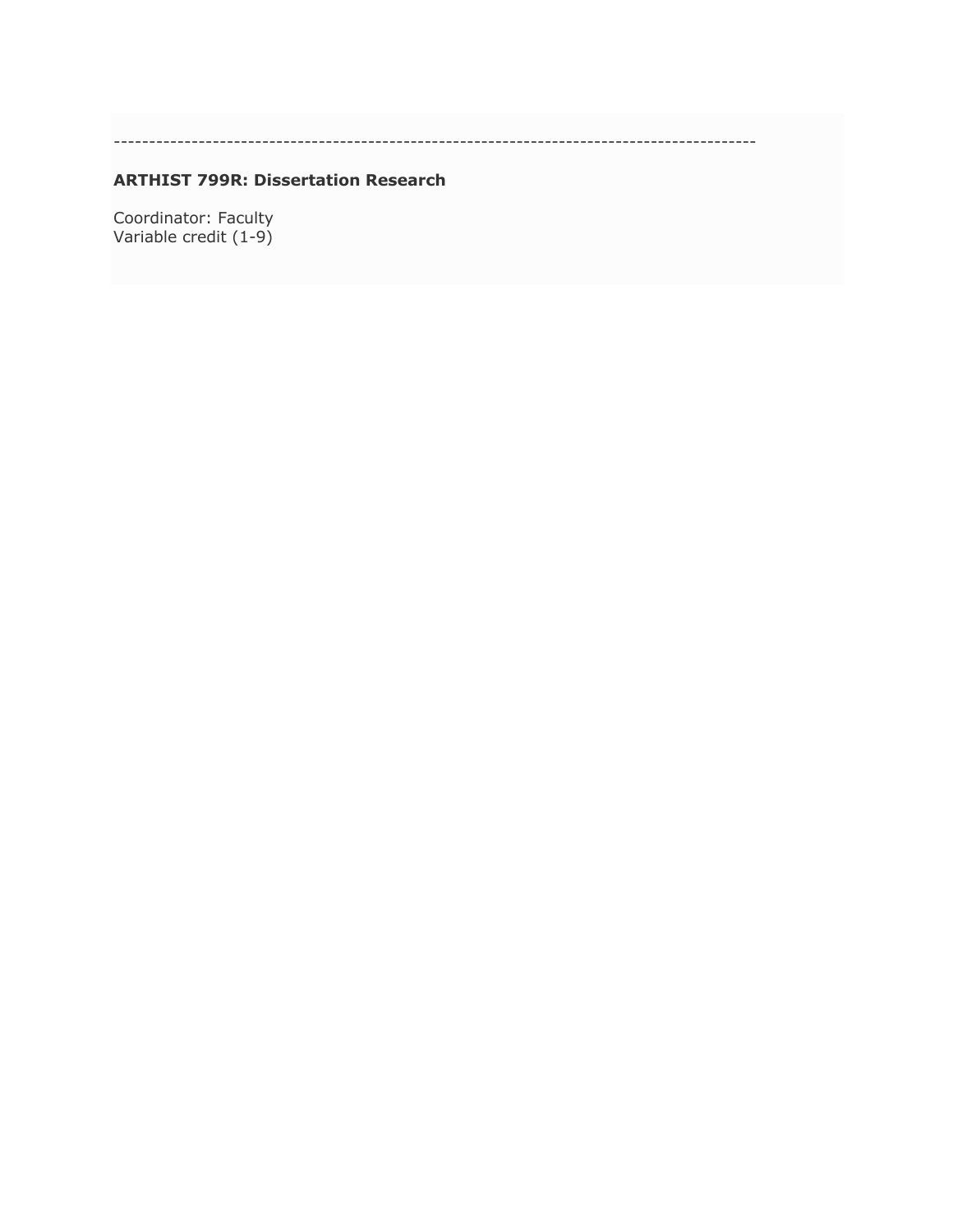---

**ARTHIST 799R: Dissertation Research**

Coordinator: Faculty
Variable credit (1-9)